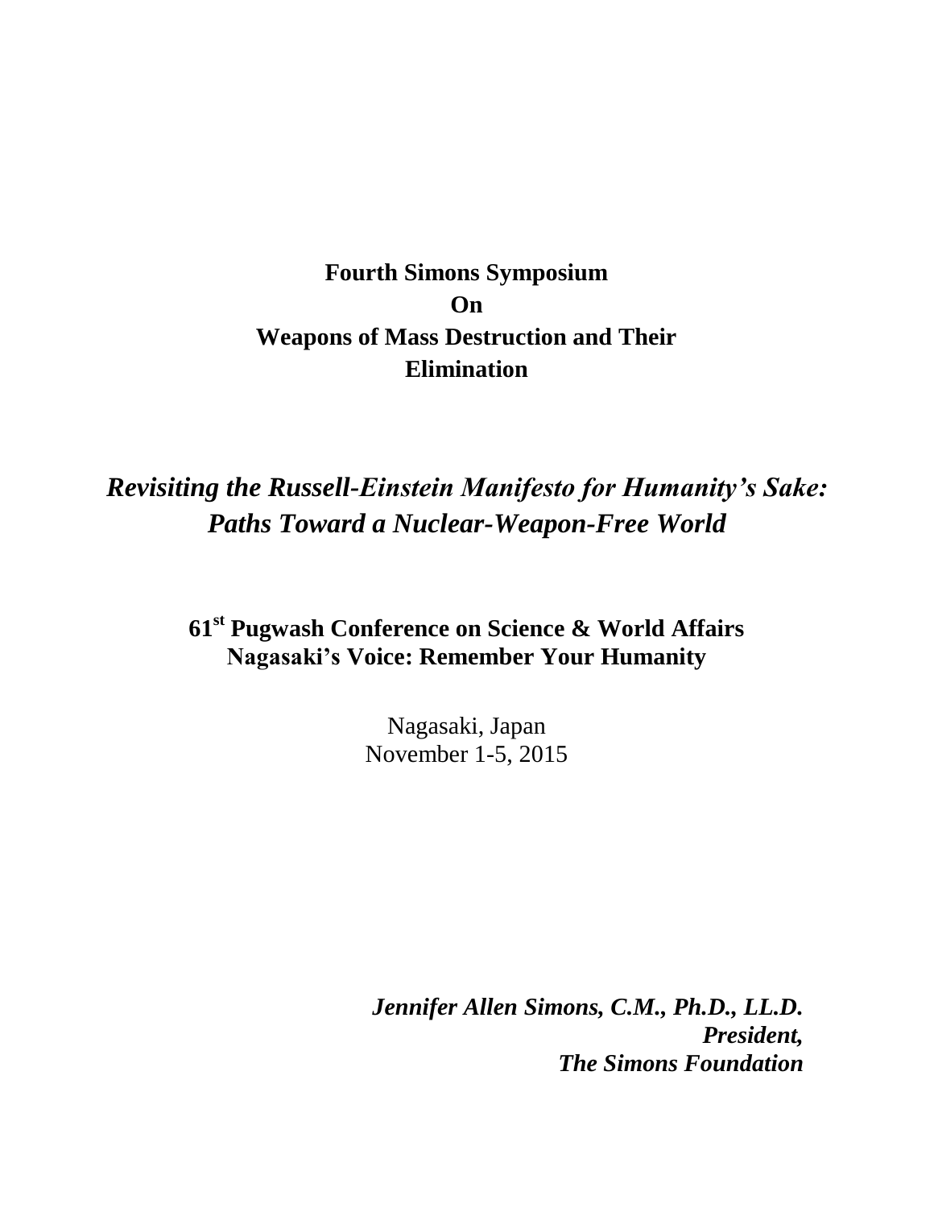**Fourth Simons Symposium**
**On**
**Weapons of Mass Destruction and Their Elimination**

***Revisiting the Russell-Einstein Manifesto for Humanity's Sake: Paths Toward a Nuclear-Weapon-Free World***

**61st Pugwash Conference on Science & World Affairs**
**Nagasaki's Voice: Remember Your Humanity**

Nagasaki, Japan
November 1-5, 2015

***Jennifer Allen Simons, C.M., Ph.D., LL.D.***
***President,***
***The Simons Foundation***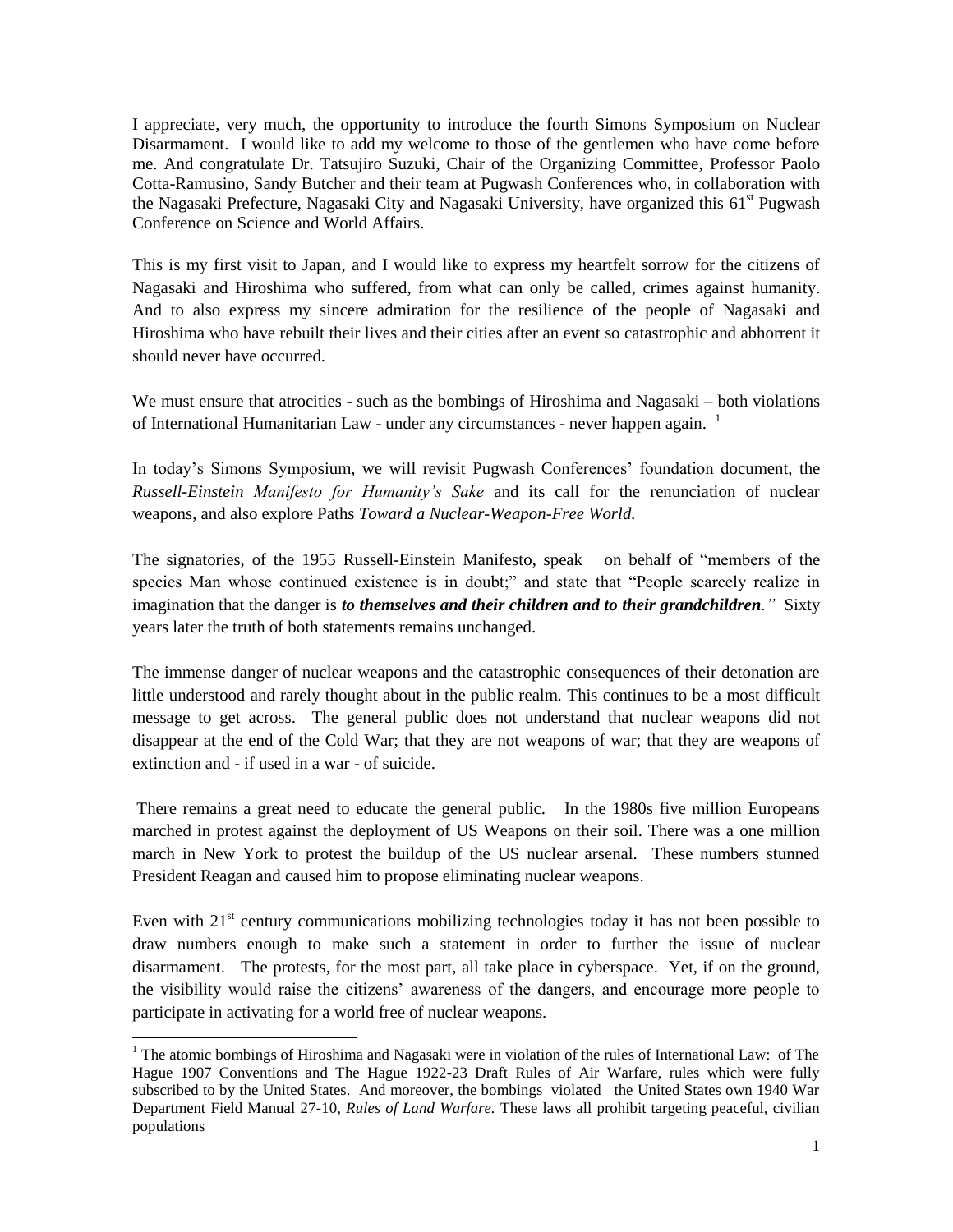I appreciate, very much, the opportunity to introduce the fourth Simons Symposium on Nuclear Disarmament. I would like to add my welcome to those of the gentlemen who have come before me. And congratulate Dr. Tatsujiro Suzuki, Chair of the Organizing Committee, Professor Paolo Cotta-Ramusino, Sandy Butcher and their team at Pugwash Conferences who, in collaboration with the Nagasaki Prefecture, Nagasaki City and Nagasaki University, have organized this 61st Pugwash Conference on Science and World Affairs.

This is my first visit to Japan, and I would like to express my heartfelt sorrow for the citizens of Nagasaki and Hiroshima who suffered, from what can only be called, crimes against humanity. And to also express my sincere admiration for the resilience of the people of Nagasaki and Hiroshima who have rebuilt their lives and their cities after an event so catastrophic and abhorrent it should never have occurred.

We must ensure that atrocities - such as the bombings of Hiroshima and Nagasaki – both violations of International Humanitarian Law - under any circumstances - never happen again. [1]

In today's Simons Symposium, we will revisit Pugwash Conferences' foundation document, the *Russell-Einstein Manifesto for Humanity's Sake* and its call for the renunciation of nuclear weapons, and also explore Paths *Toward a Nuclear-Weapon-Free World.*

The signatories, of the 1955 Russell-Einstein Manifesto, speak on behalf of "members of the species Man whose continued existence is in doubt;" and state that "People scarcely realize in imagination that the danger is ***to themselves and their children and to their grandchildren****."* Sixty years later the truth of both statements remains unchanged.

The immense danger of nuclear weapons and the catastrophic consequences of their detonation are little understood and rarely thought about in the public realm. This continues to be a most difficult message to get across. The general public does not understand that nuclear weapons did not disappear at the end of the Cold War; that they are not weapons of war; that they are weapons of extinction and - if used in a war - of suicide.

There remains a great need to educate the general public. In the 1980s five million Europeans marched in protest against the deployment of US Weapons on their soil. There was a one million march in New York to protest the buildup of the US nuclear arsenal. These numbers stunned President Reagan and caused him to propose eliminating nuclear weapons.

Even with 21st century communications mobilizing technologies today it has not been possible to draw numbers enough to make such a statement in order to further the issue of nuclear disarmament. The protests, for the most part, all take place in cyberspace. Yet, if on the ground, the visibility would raise the citizens' awareness of the dangers, and encourage more people to participate in activating for a world free of nuclear weapons.

---

[1] The atomic bombings of Hiroshima and Nagasaki were in violation of the rules of International Law: of The Hague 1907 Conventions and The Hague 1922-23 Draft Rules of Air Warfare, rules which were fully subscribed to by the United States. And moreover, the bombings violated the United States own 1940 War Department Field Manual 27-10, *Rules of Land Warfare.* These laws all prohibit targeting peaceful, civilian populations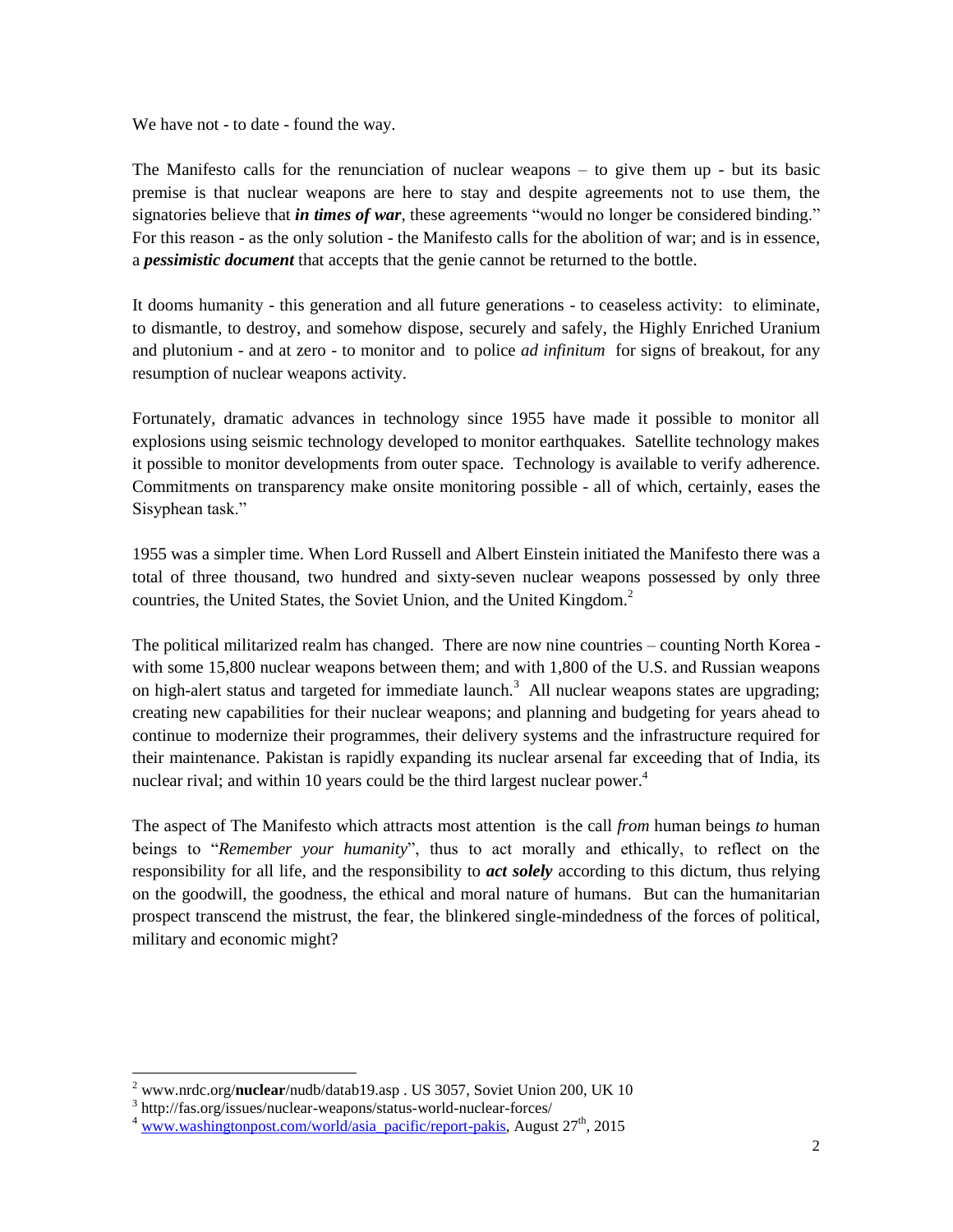We have not - to date - found the way.

The Manifesto calls for the renunciation of nuclear weapons – to give them up - but its basic premise is that nuclear weapons are here to stay and despite agreements not to use them, the signatories believe that ***in times of war***, these agreements "would no longer be considered binding." For this reason - as the only solution - the Manifesto calls for the abolition of war; and is in essence, a ***pessimistic document*** that accepts that the genie cannot be returned to the bottle.

It dooms humanity - this generation and all future generations - to ceaseless activity: to eliminate, to dismantle, to destroy, and somehow dispose, securely and safely, the Highly Enriched Uranium and plutonium - and at zero - to monitor and to police *ad infinitum* for signs of breakout, for any resumption of nuclear weapons activity.

Fortunately, dramatic advances in technology since 1955 have made it possible to monitor all explosions using seismic technology developed to monitor earthquakes. Satellite technology makes it possible to monitor developments from outer space. Technology is available to verify adherence. Commitments on transparency make onsite monitoring possible - all of which, certainly, eases the Sisyphean task."

1955 was a simpler time. When Lord Russell and Albert Einstein initiated the Manifesto there was a total of three thousand, two hundred and sixty-seven nuclear weapons possessed by only three countries, the United States, the Soviet Union, and the United Kingdom.[2]

The political militarized realm has changed. There are now nine countries – counting North Korea - with some 15,800 nuclear weapons between them; and with 1,800 of the U.S. and Russian weapons on high-alert status and targeted for immediate launch.[3] All nuclear weapons states are upgrading; creating new capabilities for their nuclear weapons; and planning and budgeting for years ahead to continue to modernize their programmes, their delivery systems and the infrastructure required for their maintenance. Pakistan is rapidly expanding its nuclear arsenal far exceeding that of India, its nuclear rival; and within 10 years could be the third largest nuclear power.[4]

The aspect of The Manifesto which attracts most attention is the call *from* human beings *to* human beings to "*Remember your humanity*", thus to act morally and ethically, to reflect on the responsibility for all life, and the responsibility to ***act solely*** according to this dictum, thus relying on the goodwill, the goodness, the ethical and moral nature of humans. But can the humanitarian prospect transcend the mistrust, the fear, the blinkered single-mindedness of the forces of political, military and economic might?

---

[2] www.nrdc.org/**nuclear**/nudb/datab19.asp . US 3057, Soviet Union 200, UK 10

[3] http://fas.org/issues/nuclear-weapons/status-world-nuclear-forces/

[4] www.washingtonpost.com/world/asia_pacific/report-pakis, August 27th, 2015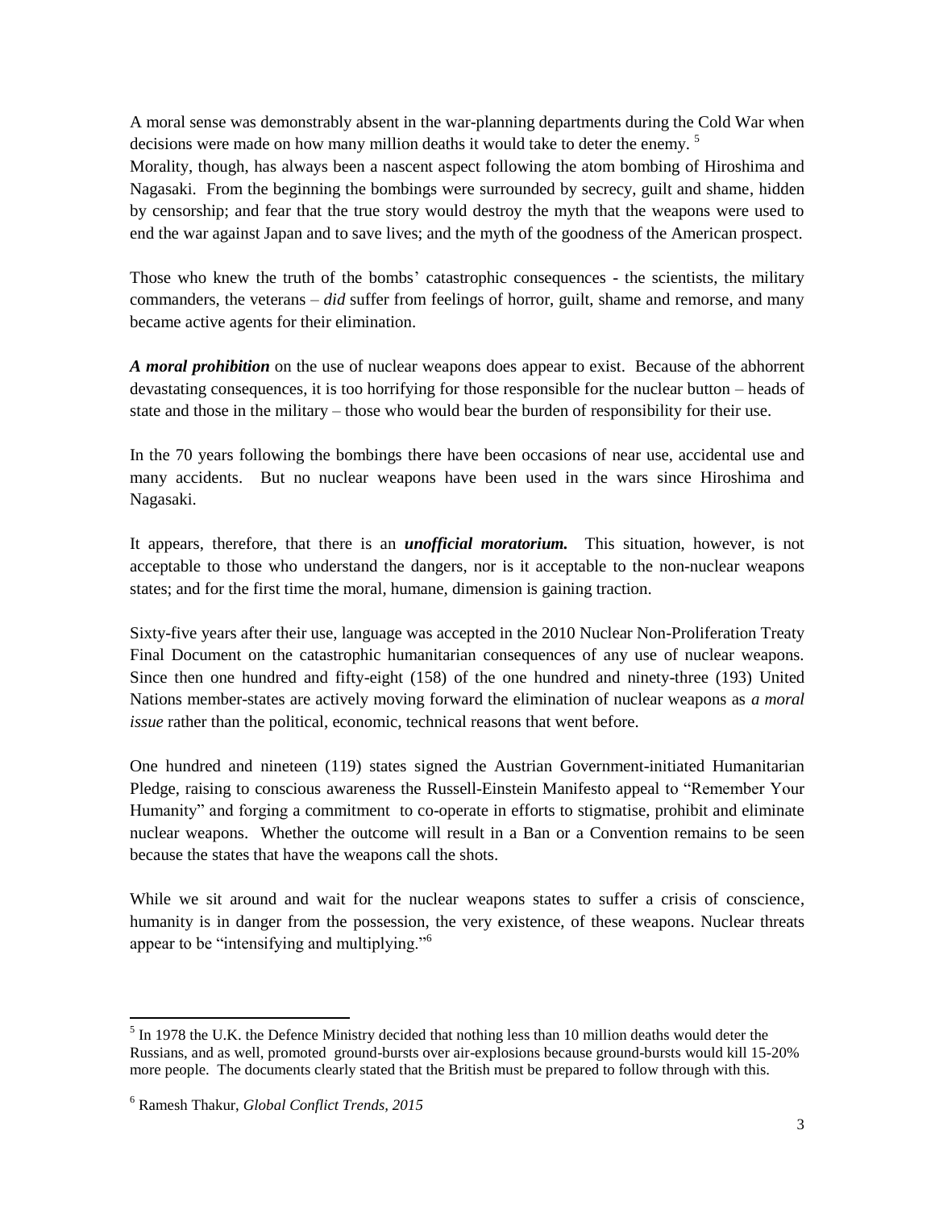A moral sense was demonstrably absent in the war-planning departments during the Cold War when decisions were made on how many million deaths it would take to deter the enemy. [5]

Morality, though, has always been a nascent aspect following the atom bombing of Hiroshima and Nagasaki. From the beginning the bombings were surrounded by secrecy, guilt and shame, hidden by censorship; and fear that the true story would destroy the myth that the weapons were used to end the war against Japan and to save lives; and the myth of the goodness of the American prospect.

Those who knew the truth of the bombs' catastrophic consequences - the scientists, the military commanders, the veterans – *did* suffer from feelings of horror, guilt, shame and remorse, and many became active agents for their elimination.

***A moral prohibition*** on the use of nuclear weapons does appear to exist. Because of the abhorrent devastating consequences, it is too horrifying for those responsible for the nuclear button – heads of state and those in the military – those who would bear the burden of responsibility for their use.

In the 70 years following the bombings there have been occasions of near use, accidental use and many accidents. But no nuclear weapons have been used in the wars since Hiroshima and Nagasaki.

It appears, therefore, that there is an ***unofficial moratorium.*** This situation, however, is not acceptable to those who understand the dangers, nor is it acceptable to the non-nuclear weapons states; and for the first time the moral, humane, dimension is gaining traction.

Sixty-five years after their use, language was accepted in the 2010 Nuclear Non-Proliferation Treaty Final Document on the catastrophic humanitarian consequences of any use of nuclear weapons. Since then one hundred and fifty-eight (158) of the one hundred and ninety-three (193) United Nations member-states are actively moving forward the elimination of nuclear weapons as *a moral issue* rather than the political, economic, technical reasons that went before.

One hundred and nineteen (119) states signed the Austrian Government-initiated Humanitarian Pledge, raising to conscious awareness the Russell-Einstein Manifesto appeal to "Remember Your Humanity" and forging a commitment to co-operate in efforts to stigmatise, prohibit and eliminate nuclear weapons. Whether the outcome will result in a Ban or a Convention remains to be seen because the states that have the weapons call the shots.

While we sit around and wait for the nuclear weapons states to suffer a crisis of conscience, humanity is in danger from the possession, the very existence, of these weapons. Nuclear threats appear to be "intensifying and multiplying."[6]

---

[5] In 1978 the U.K. the Defence Ministry decided that nothing less than 10 million deaths would deter the Russians, and as well, promoted ground-bursts over air-explosions because ground-bursts would kill 15-20% more people. The documents clearly stated that the British must be prepared to follow through with this.

[6] Ramesh Thakur, *Global Conflict Trends, 2015*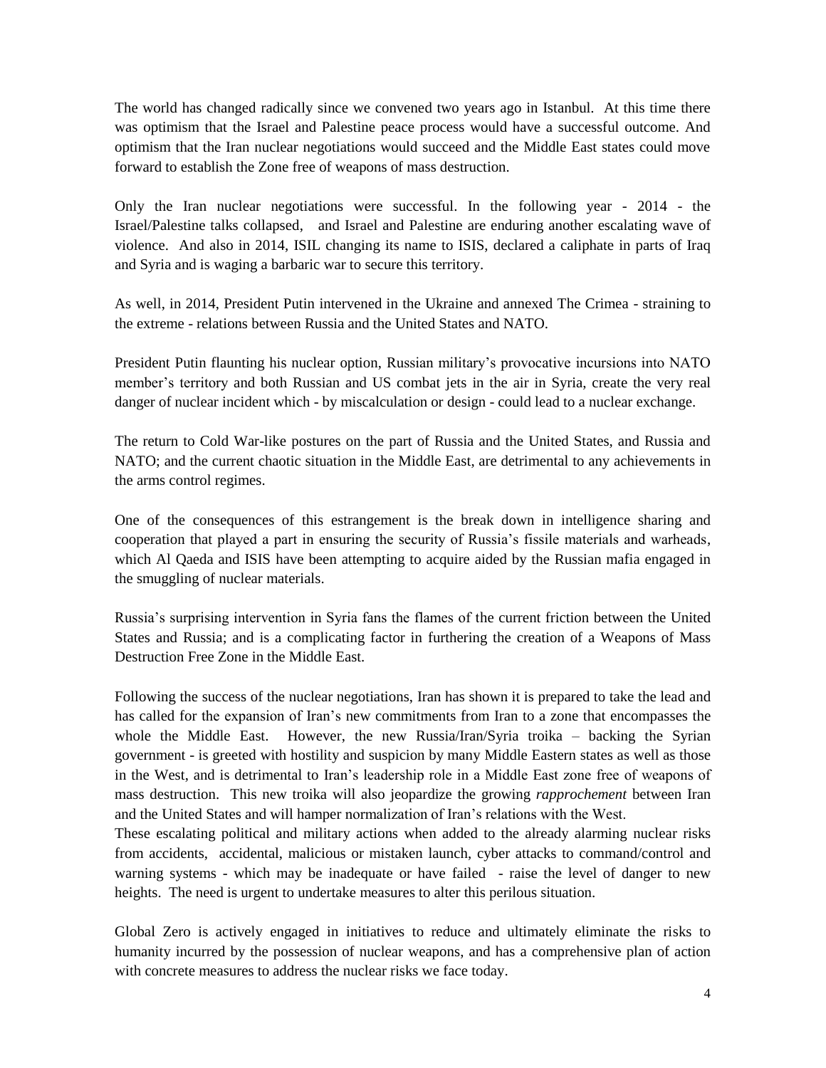The world has changed radically since we convened two years ago in Istanbul. At this time there was optimism that the Israel and Palestine peace process would have a successful outcome. And optimism that the Iran nuclear negotiations would succeed and the Middle East states could move forward to establish the Zone free of weapons of mass destruction.

Only the Iran nuclear negotiations were successful. In the following year - 2014 - the Israel/Palestine talks collapsed, and Israel and Palestine are enduring another escalating wave of violence. And also in 2014, ISIL changing its name to ISIS, declared a caliphate in parts of Iraq and Syria and is waging a barbaric war to secure this territory.

As well, in 2014, President Putin intervened in the Ukraine and annexed The Crimea - straining to the extreme - relations between Russia and the United States and NATO.

President Putin flaunting his nuclear option, Russian military's provocative incursions into NATO member's territory and both Russian and US combat jets in the air in Syria, create the very real danger of nuclear incident which - by miscalculation or design - could lead to a nuclear exchange.

The return to Cold War-like postures on the part of Russia and the United States, and Russia and NATO; and the current chaotic situation in the Middle East, are detrimental to any achievements in the arms control regimes.

One of the consequences of this estrangement is the break down in intelligence sharing and cooperation that played a part in ensuring the security of Russia's fissile materials and warheads, which Al Qaeda and ISIS have been attempting to acquire aided by the Russian mafia engaged in the smuggling of nuclear materials.

Russia's surprising intervention in Syria fans the flames of the current friction between the United States and Russia; and is a complicating factor in furthering the creation of a Weapons of Mass Destruction Free Zone in the Middle East.

Following the success of the nuclear negotiations, Iran has shown it is prepared to take the lead and has called for the expansion of Iran's new commitments from Iran to a zone that encompasses the whole the Middle East. However, the new Russia/Iran/Syria troika – backing the Syrian government - is greeted with hostility and suspicion by many Middle Eastern states as well as those in the West, and is detrimental to Iran's leadership role in a Middle East zone free of weapons of mass destruction. This new troika will also jeopardize the growing *rapprochement* between Iran and the United States and will hamper normalization of Iran's relations with the West.

These escalating political and military actions when added to the already alarming nuclear risks from accidents, accidental, malicious or mistaken launch, cyber attacks to command/control and warning systems - which may be inadequate or have failed - raise the level of danger to new heights. The need is urgent to undertake measures to alter this perilous situation.

Global Zero is actively engaged in initiatives to reduce and ultimately eliminate the risks to humanity incurred by the possession of nuclear weapons, and has a comprehensive plan of action with concrete measures to address the nuclear risks we face today.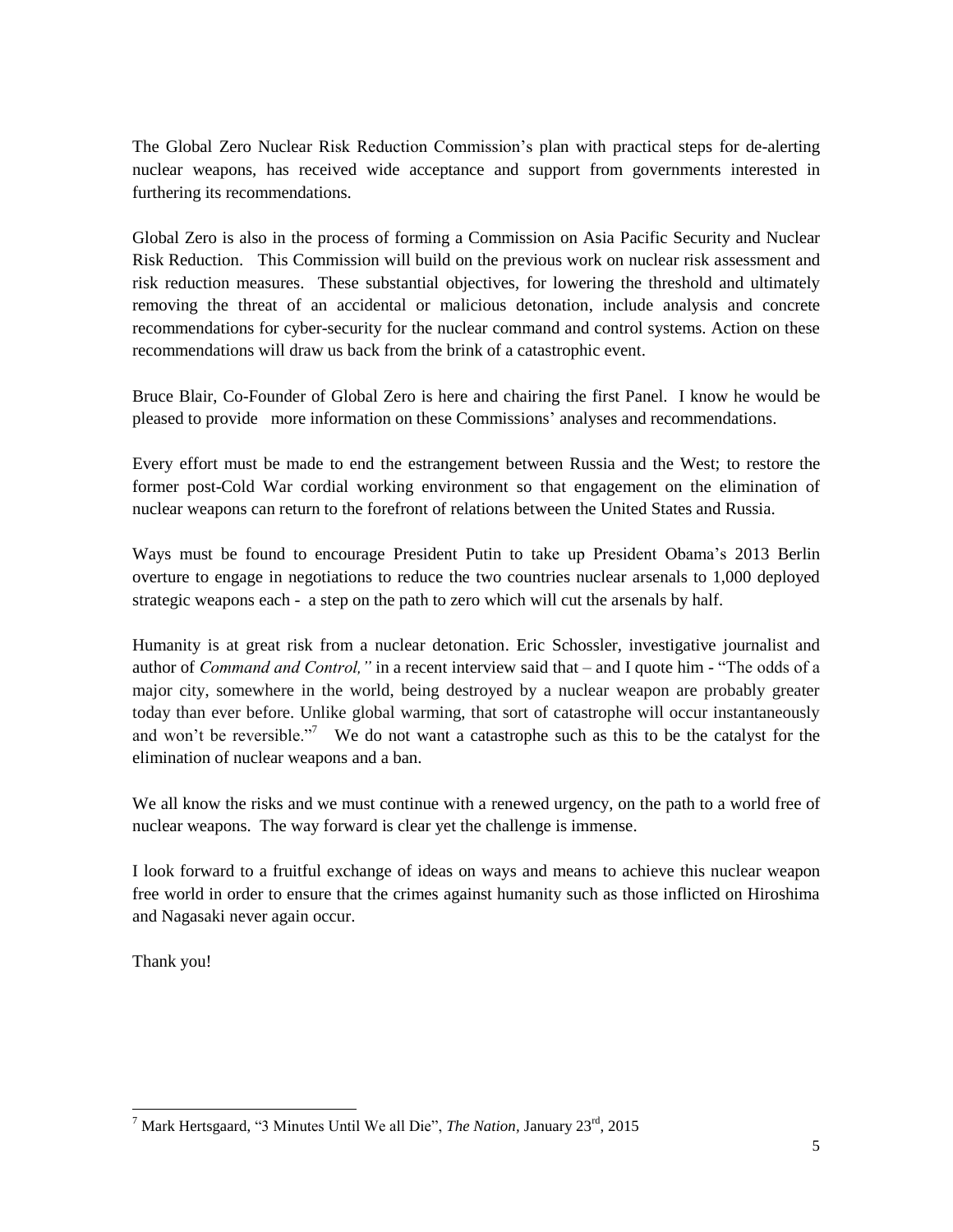The Global Zero Nuclear Risk Reduction Commission's plan with practical steps for de-alerting nuclear weapons, has received wide acceptance and support from governments interested in furthering its recommendations.

Global Zero is also in the process of forming a Commission on Asia Pacific Security and Nuclear Risk Reduction. This Commission will build on the previous work on nuclear risk assessment and risk reduction measures. These substantial objectives, for lowering the threshold and ultimately removing the threat of an accidental or malicious detonation, include analysis and concrete recommendations for cyber-security for the nuclear command and control systems. Action on these recommendations will draw us back from the brink of a catastrophic event.

Bruce Blair, Co-Founder of Global Zero is here and chairing the first Panel. I know he would be pleased to provide more information on these Commissions' analyses and recommendations.

Every effort must be made to end the estrangement between Russia and the West; to restore the former post-Cold War cordial working environment so that engagement on the elimination of nuclear weapons can return to the forefront of relations between the United States and Russia.

Ways must be found to encourage President Putin to take up President Obama's 2013 Berlin overture to engage in negotiations to reduce the two countries nuclear arsenals to 1,000 deployed strategic weapons each - a step on the path to zero which will cut the arsenals by half.

Humanity is at great risk from a nuclear detonation. Eric Schossler, investigative journalist and author of *Command and Control,"* in a recent interview said that – and I quote him - "The odds of a major city, somewhere in the world, being destroyed by a nuclear weapon are probably greater today than ever before. Unlike global warming, that sort of catastrophe will occur instantaneously and won't be reversible."[7] We do not want a catastrophe such as this to be the catalyst for the elimination of nuclear weapons and a ban.

We all know the risks and we must continue with a renewed urgency, on the path to a world free of nuclear weapons. The way forward is clear yet the challenge is immense.

I look forward to a fruitful exchange of ideas on ways and means to achieve this nuclear weapon free world in order to ensure that the crimes against humanity such as those inflicted on Hiroshima and Nagasaki never again occur.

Thank you!

---

[7] Mark Hertsgaard, "3 Minutes Until We all Die", *The Nation*, January 23rd, 2015